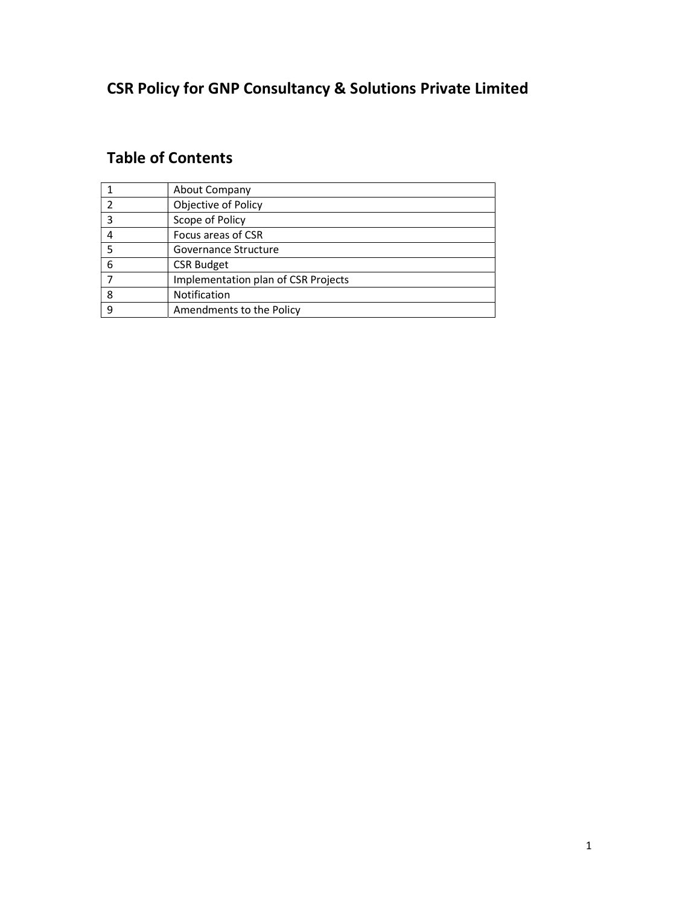# CSR Policy for GNP Consultancy & Solutions Private Limited

## Table of Contents

| | |
|---|---|
| 1 | About Company |
| 2 | Objective of Policy |
| 3 | Scope of Policy |
| 4 | Focus areas of CSR |
| 5 | Governance Structure |
| 6 | CSR Budget |
| 7 | Implementation plan of CSR Projects |
| 8 | Notification |
| 9 | Amendments to the Policy |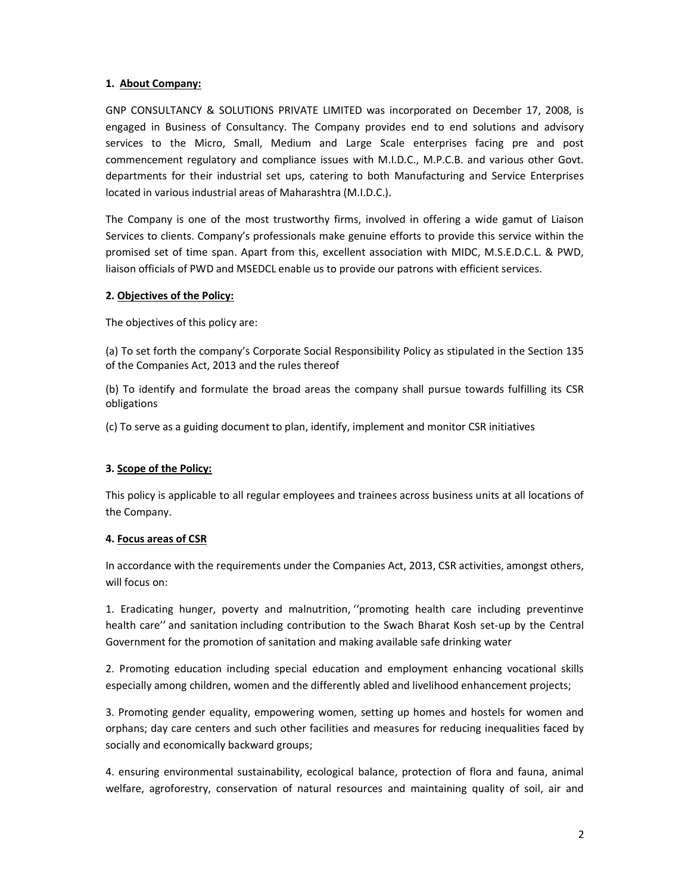**1. About Company:**

GNP CONSULTANCY & SOLUTIONS PRIVATE LIMITED was incorporated on December 17, 2008, is engaged in Business of Consultancy. The Company provides end to end solutions and advisory services to the Micro, Small, Medium and Large Scale enterprises facing pre and post commencement regulatory and compliance issues with M.I.D.C., M.P.C.B. and various other Govt. departments for their industrial set ups, catering to both Manufacturing and Service Enterprises located in various industrial areas of Maharashtra (M.I.D.C.).

The Company is one of the most trustworthy firms, involved in offering a wide gamut of Liaison Services to clients. Company's professionals make genuine efforts to provide this service within the promised set of time span. Apart from this, excellent association with MIDC, M.S.E.D.C.L. & PWD, liaison officials of PWD and MSEDCL enable us to provide our patrons with efficient services.

**2. Objectives of the Policy:**

The objectives of this policy are:

(a) To set forth the company's Corporate Social Responsibility Policy as stipulated in the Section 135 of the Companies Act, 2013 and the rules thereof

(b) To identify and formulate the broad areas the company shall pursue towards fulfilling its CSR obligations

(c) To serve as a guiding document to plan, identify, implement and monitor CSR initiatives

**3. Scope of the Policy:**

This policy is applicable to all regular employees and trainees across business units at all locations of the Company.

**4. Focus areas of CSR**

In accordance with the requirements under the Companies Act, 2013, CSR activities, amongst others, will focus on:

1. Eradicating hunger, poverty and malnutrition, ''promoting health care including preventinve health care'' and sanitation including contribution to the Swach Bharat Kosh set-up by the Central Government for the promotion of sanitation and making available safe drinking water

2. Promoting education including special education and employment enhancing vocational skills especially among children, women and the differently abled and livelihood enhancement projects;

3. Promoting gender equality, empowering women, setting up homes and hostels for women and orphans; day care centers and such other facilities and measures for reducing inequalities faced by socially and economically backward groups;

4. ensuring environmental sustainability, ecological balance, protection of flora and fauna, animal welfare, agroforestry, conservation of natural resources and maintaining quality of soil, air and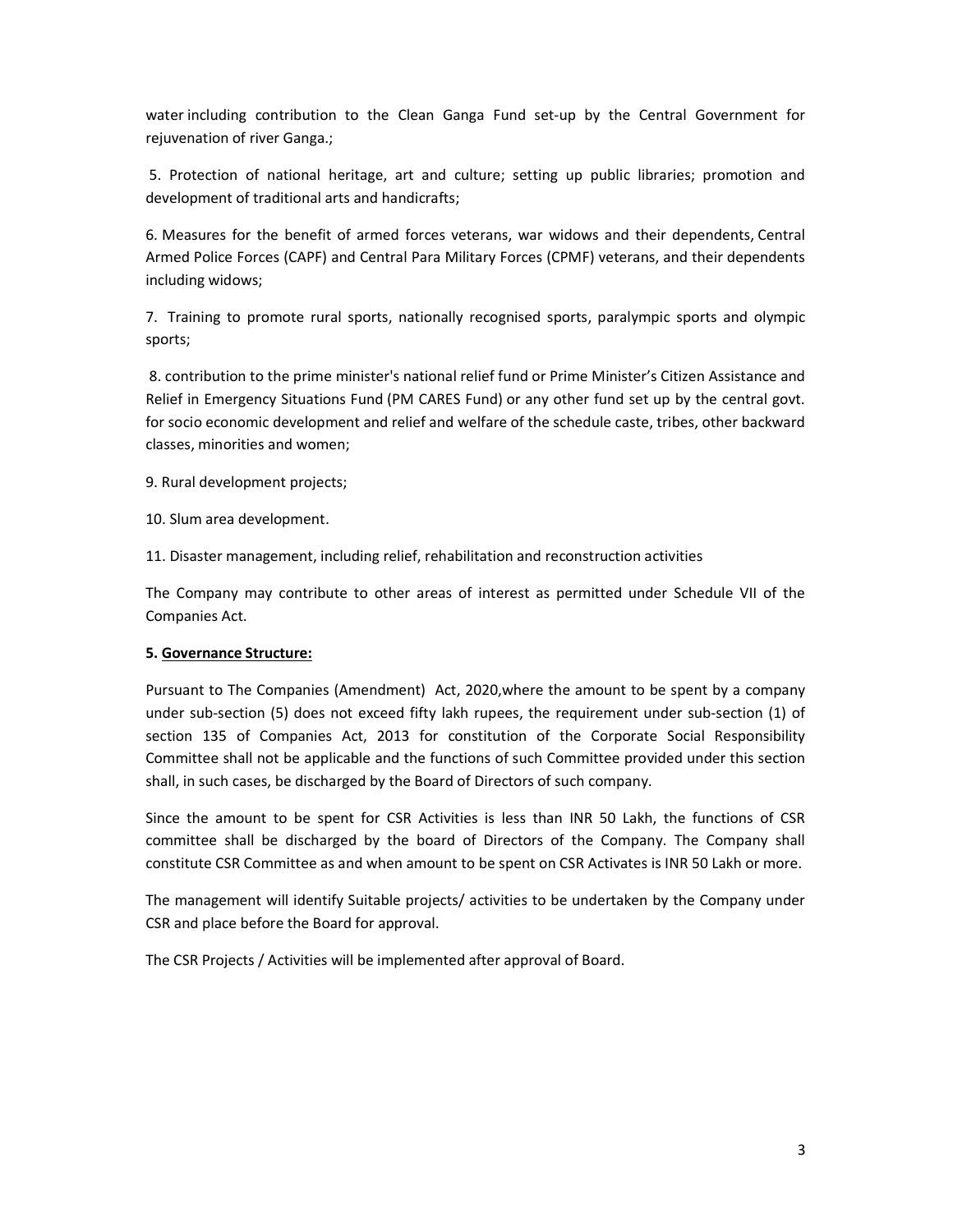water including contribution to the Clean Ganga Fund set-up by the Central Government for rejuvenation of river Ganga.;

5. Protection of national heritage, art and culture; setting up public libraries; promotion and development of traditional arts and handicrafts;

6. Measures for the benefit of armed forces veterans, war widows and their dependents, Central Armed Police Forces (CAPF) and Central Para Military Forces (CPMF) veterans, and their dependents including widows;

7. Training to promote rural sports, nationally recognised sports, paralympic sports and olympic sports;

8. contribution to the prime minister's national relief fund or Prime Minister's Citizen Assistance and Relief in Emergency Situations Fund (PM CARES Fund) or any other fund set up by the central govt. for socio economic development and relief and welfare of the schedule caste, tribes, other backward classes, minorities and women;

9. Rural development projects;

10. Slum area development.

11. Disaster management, including relief, rehabilitation and reconstruction activities

The Company may contribute to other areas of interest as permitted under Schedule VII of the Companies Act.

**5. Governance Structure:**

Pursuant to The Companies (Amendment) Act, 2020,where the amount to be spent by a company under sub-section (5) does not exceed fifty lakh rupees, the requirement under sub-section (1) of section 135 of Companies Act, 2013 for constitution of the Corporate Social Responsibility Committee shall not be applicable and the functions of such Committee provided under this section shall, in such cases, be discharged by the Board of Directors of such company.

Since the amount to be spent for CSR Activities is less than INR 50 Lakh, the functions of CSR committee shall be discharged by the board of Directors of the Company. The Company shall constitute CSR Committee as and when amount to be spent on CSR Activates is INR 50 Lakh or more.

The management will identify Suitable projects/ activities to be undertaken by the Company under CSR and place before the Board for approval.

The CSR Projects / Activities will be implemented after approval of Board.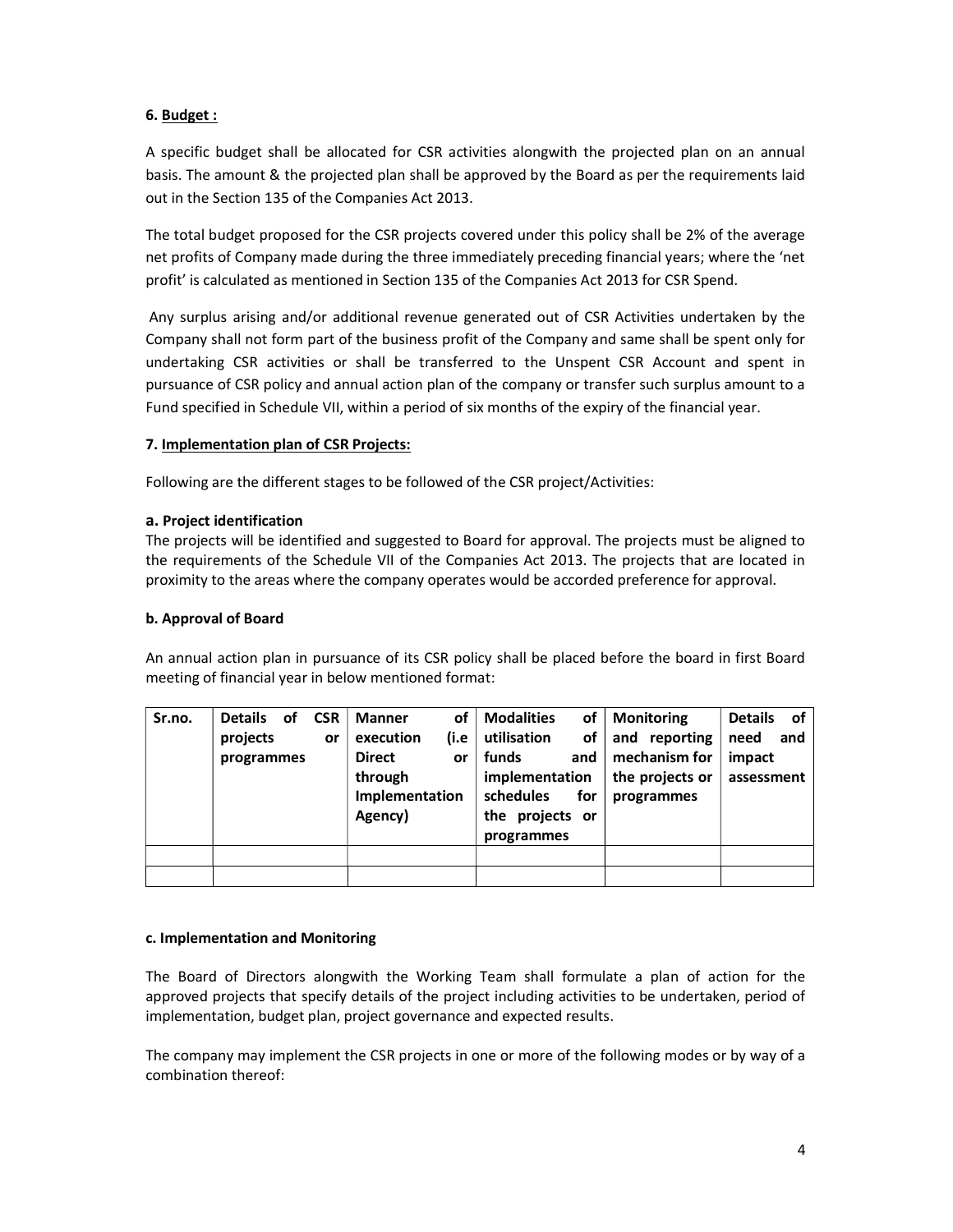### 6. Budget :

A specific budget shall be allocated for CSR activities alongwith the projected plan on an annual basis. The amount & the projected plan shall be approved by the Board as per the requirements laid out in the Section 135 of the Companies Act 2013.

The total budget proposed for the CSR projects covered under this policy shall be 2% of the average net profits of Company made during the three immediately preceding financial years; where the 'net profit' is calculated as mentioned in Section 135 of the Companies Act 2013 for CSR Spend.

Any surplus arising and/or additional revenue generated out of CSR Activities undertaken by the Company shall not form part of the business profit of the Company and same shall be spent only for undertaking CSR activities or shall be transferred to the Unspent CSR Account and spent in pursuance of CSR policy and annual action plan of the company or transfer such surplus amount to a Fund specified in Schedule VII, within a period of six months of the expiry of the financial year.

### 7. Implementation plan of CSR Projects:

Following are the different stages to be followed of the CSR project/Activities:

#### a. Project identification

The projects will be identified and suggested to Board for approval. The projects must be aligned to the requirements of the Schedule VII of the Companies Act 2013. The projects that are located in proximity to the areas where the company operates would be accorded preference for approval.

#### b. Approval of Board

An annual action plan in pursuance of its CSR policy shall be placed before the board in first Board meeting of financial year in below mentioned format:

| Sr.no. | Details of CSR projects or programmes | Manner of execution (i.e Direct or through Implementation Agency) | Modalities of utilisation of funds and implementation schedules for the projects or programmes | Monitoring and reporting mechanism for the projects or programmes | Details of need and impact assessment |
|---|---|---|---|---|---|
| | | | | | |
| | | | | | |

#### c. Implementation and Monitoring

The Board of Directors alongwith the Working Team shall formulate a plan of action for the approved projects that specify details of the project including activities to be undertaken, period of implementation, budget plan, project governance and expected results.

The company may implement the CSR projects in one or more of the following modes or by way of a combination thereof: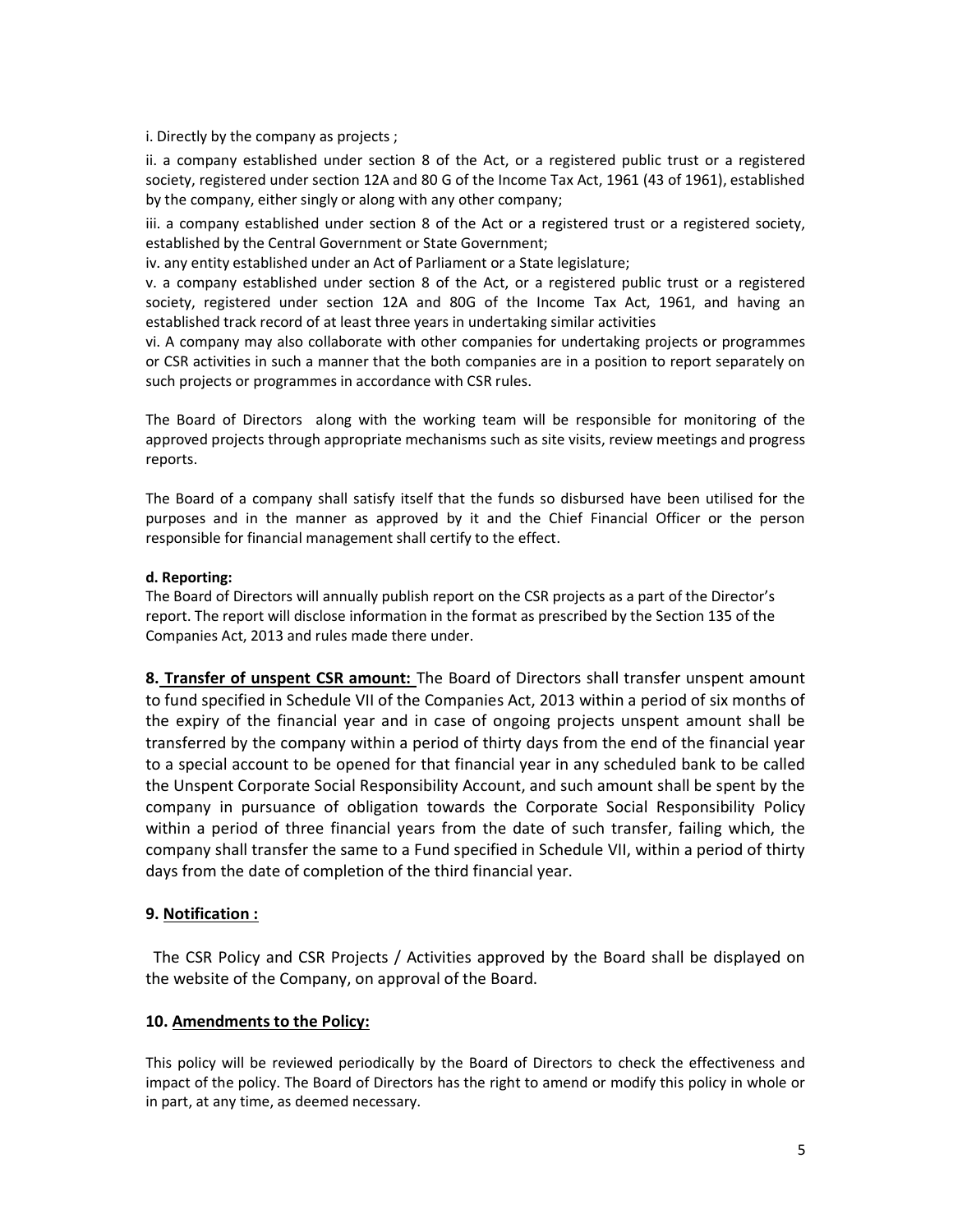i. Directly by the company as projects ;

ii. a company established under section 8 of the Act, or a registered public trust or a registered society, registered under section 12A and 80 G of the Income Tax Act, 1961 (43 of 1961), established by the company, either singly or along with any other company;

iii. a company established under section 8 of the Act or a registered trust or a registered society, established by the Central Government or State Government;

iv. any entity established under an Act of Parliament or a State legislature;

v. a company established under section 8 of the Act, or a registered public trust or a registered society, registered under section 12A and 80G of the Income Tax Act, 1961, and having an established track record of at least three years in undertaking similar activities

vi. A company may also collaborate with other companies for undertaking projects or programmes or CSR activities in such a manner that the both companies are in a position to report separately on such projects or programmes in accordance with CSR rules.

The Board of Directors along with the working team will be responsible for monitoring of the approved projects through appropriate mechanisms such as site visits, review meetings and progress reports.

The Board of a company shall satisfy itself that the funds so disbursed have been utilised for the purposes and in the manner as approved by it and the Chief Financial Officer or the person responsible for financial management shall certify to the effect.

**d. Reporting:**

The Board of Directors will annually publish report on the CSR projects as a part of the Director's report. The report will disclose information in the format as prescribed by the Section 135 of the Companies Act, 2013 and rules made there under.

**8. <u>Transfer of unspent CSR amount:</u>** The Board of Directors shall transfer unspent amount to fund specified in Schedule VII of the Companies Act, 2013 within a period of six months of the expiry of the financial year and in case of ongoing projects unspent amount shall be transferred by the company within a period of thirty days from the end of the financial year to a special account to be opened for that financial year in any scheduled bank to be called the Unspent Corporate Social Responsibility Account, and such amount shall be spent by the company in pursuance of obligation towards the Corporate Social Responsibility Policy within a period of three financial years from the date of such transfer, failing which, the company shall transfer the same to a Fund specified in Schedule VII, within a period of thirty days from the date of completion of the third financial year.

## 9. Notification :

The CSR Policy and CSR Projects / Activities approved by the Board shall be displayed on the website of the Company, on approval of the Board.

## 10. Amendments to the Policy:

This policy will be reviewed periodically by the Board of Directors to check the effectiveness and impact of the policy. The Board of Directors has the right to amend or modify this policy in whole or in part, at any time, as deemed necessary.